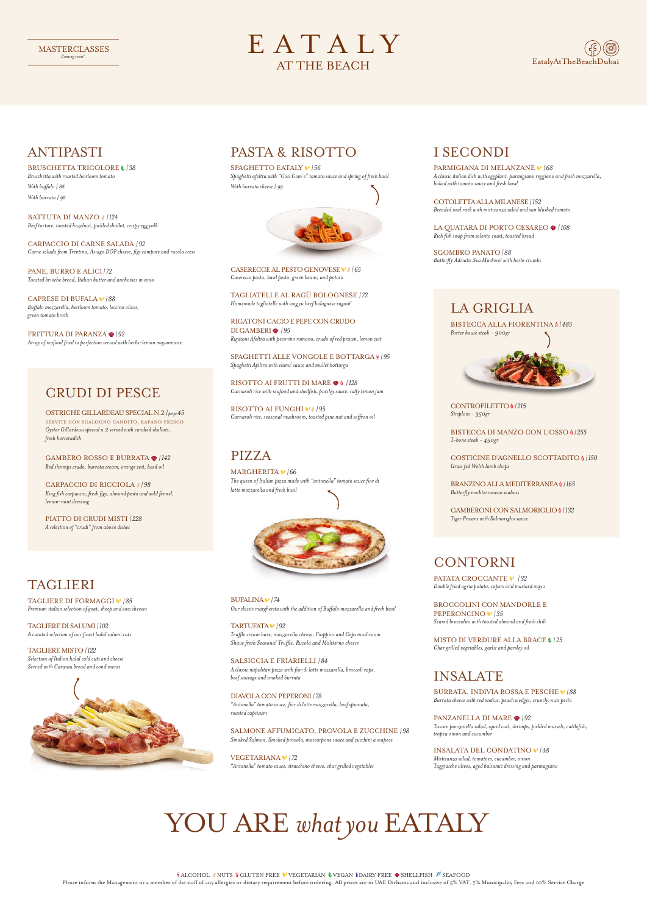MASTERCLASSES
*Coming soon!*

# EATALY
## AT THE BEACH

EatalyAtTheBeachDubai

## ANTIPASTI

**BRUSCHETTA TRICOLORE | 38**
*Bruschetta with roasted heirloom tomato*
*With buffalo | 88*
*With burrata | 98*

**BATTUTA DI MANZO | 124**
*Beef tartare, toasted hazelnut, pickled shallot, crispy egg yolk*

**CARPACCIO DI CARNE SALADA | 92**
*Carne salada from Trentino, Asiago DOP cheese, figs compote and rucola cress*

**PANE, BURRO E ALICI | 72**
*Toasted brioche bread, Italian butter and anchovies in evoo*

**CAPRESE DI BUFALA | 88**
*Buffalo mozzarella, heirloom tomato, leccino olives, green tomato broth*

**FRITTURA DI PARANZA | 92**
*Array of seafood fried to perfection served with herbs-lemon mayonnaise*

## CRUDI DI PESCE

**OSTRICHE GILLARDEAU SPECIAL N.2 | per pc 45**
SERVITE CON SCALOGNO CANDITO, RAFANO FRESCO
*Oyster Gillardeau special n.2 served with candied shallots, fresh horseradish*

**GAMBERO ROSSO E BURRATA | 142**
*Red shrimps crudo, burrata cream, orange zest, basil oil*

**CARPACCIO DI RICCIOLA | 98**
*King fish carpaccio, fresh figs, almond pesto and wild fennel, lemon-mint dressing*

**PIATTO DI CRUDI MISTI | 228**
*A selection of "crudi" from above dishes*

## TAGLIERI

**TAGLIERE DI FORMAGGI | 85**
*Premium italian selection of goat, sheep and cow cheeses*

**TAGLIERE DI SALUMI | 102**
*A curated selection of our finest halal salumi cuts*

**TAGLIERE MISTO | 122**
*Selection of Italian halal cold cuts and cheese*
*Served with Carasau bread and condiments*

## PASTA & RISOTTO

**SPAGHETTO EATALY | 56**
*Spaghetti afeltra with "Così Com'è" tomato sauce and spring of fresh basil*
*With burrata cheese | 99*

**CASERECCE AL PESTO GENOVESE | 65**
*Caserecce pasta, basil pesto, green beans, and potato*

**TAGLIATELLE AL RAGÙ BOLOGNESE | 72**
*Homemade tagliatelle with wagyu beef bolognese ragout*

**RIGATONI CACIO E PEPE CON CRUDO DI GAMBERI | 95**
*Rigatoni Afeltra with pecorino romano, crudo of red prawn, lemon zest*

**SPAGHETTI ALLE VONGOLE E BOTTARGA | 95**
*Spaghetti Afeltra with clams' sauce and mullet bottarga*

**RISOTTO AI FRUTTI DI MARE | 128**
*Carnaroli rice with seafood and shellfish, parsley sauce, salty lemon jam*

**RISOTTO AI FUNGHI | 95**
*Carnaroli rice, seasonal mushroom, toasted pine nut and saffron oil*

## PIZZA

**MARGHERITA | 66**
*The queen of Italian pizza made with "antonella" tomato sauce fior di latte mozzarella and fresh basil*

**BUFALINA | 74**
*Our classic margherita with the addition of Buffalo mozzarella and fresh basil*

**TARTUFATA | 92**
*Truffle cream base, mozzarella cheese, Pioppini and Ceps mushroom*
*Shave fresh Seasonal Truffle, Rucola and Moliterno cheese*

**SALSICCIA E FRIARIELLI | 84**
*A classic napolitan pizza with fior di latte mozzarella, broccoli rape, beef sausage and smoked burrata*

**DIAVOLA CON PEPERONI | 78**
*"Antonella" tomato sauce, fior di latte mozzarella, beef spianata, roasted capsicum*

**SALMONE AFFUMICATO, PROVOLA E ZUCCHINE | 98**
*Smoked Salmon, Smoked provola, mascarpone sauce and zucchini a scapece*

**VEGETARIANA | 72**
*"Antonella" tomato sauce, stracchino cheese, char grilled vegetables*

## I SECONDI

**PARMIGIANA DI MELANZANE | 68**
*A classic italian dish with eggplant, parmigiano reggiano and fresh mozzarella, baked with tomato sauce and fresh basil*

**COTOLETTA ALLA MILANESE | 152**
*Breaded veal rack with misticanza salad and sun blushed tomato*

**LA QUATARA DI PORTO CESAREO | 108**
*Rich fish soup from salento coast, toasted bread*

**SGOMBRO PANATO | 88**
*Butterfly Adriatic Sea Mackerel with herbs crumbs*

## LA GRIGLIA

**BISTECCA ALLA FIORENTINA | 485**
*Porter house steak - 900gr*

**CONTROFILETTO | 215**
*Striploin - 350gr*

**BISTECCA DI MANZO CON L'OSSO | 255**
*T-bone steak - 450gr*

**COSTICINE D'AGNELLO SCOTTADITO | 150**
*Grass fed Welsh lamb chops*

**BRANZINO ALLA MEDITERRANEA | 165**
*Butterfly mediterranean seabass*

**GAMBERONI CON SALMORIGLIO | 132**
*Tiger Prawns with Salmoriglio sauce*

## CONTORNI

**PATATA CROCCANTE | 32**
*Double fried agria potato, capers and mustard mayo*

**BROCCOLINI CON MANDORLE E PEPERONCINO | 35**
*Seared broccolini with toasted almond and fresh chili*

**MISTO DI VERDURE ALLA BRACE | 25**
*Char grilled vegetables, garlic and parsley oil*

## INSALATE

**BURRATA, INDIVIA ROSSA E PESCHE | 88**
*Burrata cheese with red endive, peach wedges, crunchy nuts pesto*

**PANZANELLA DI MARE | 92**
*Tuscan panzanella salad, squid curl, shrimps, pickled mussels, cuttlefish, tropea onion and cucumber*

**INSALATA DEL CONDATINO | 48**
*Misticanza salad, tomatoes, cucumber, onion*
*Taggiasche olives, aged balsamic dressing and parmagiano*

# YOU ARE *what you* EATALY

ALCOHOL · NUTS · GLUTEN FREE · VEGETARIAN · VEGAN · DAIRY FREE · SHELLFISH · SEAFOOD

Please inform the Management or a member of the staff of any allergies or dietary requirement before ordering. All prices are in UAE Dirhams and inclusive of 5% VAT, 7% Municipality Fees and 10% Service Charge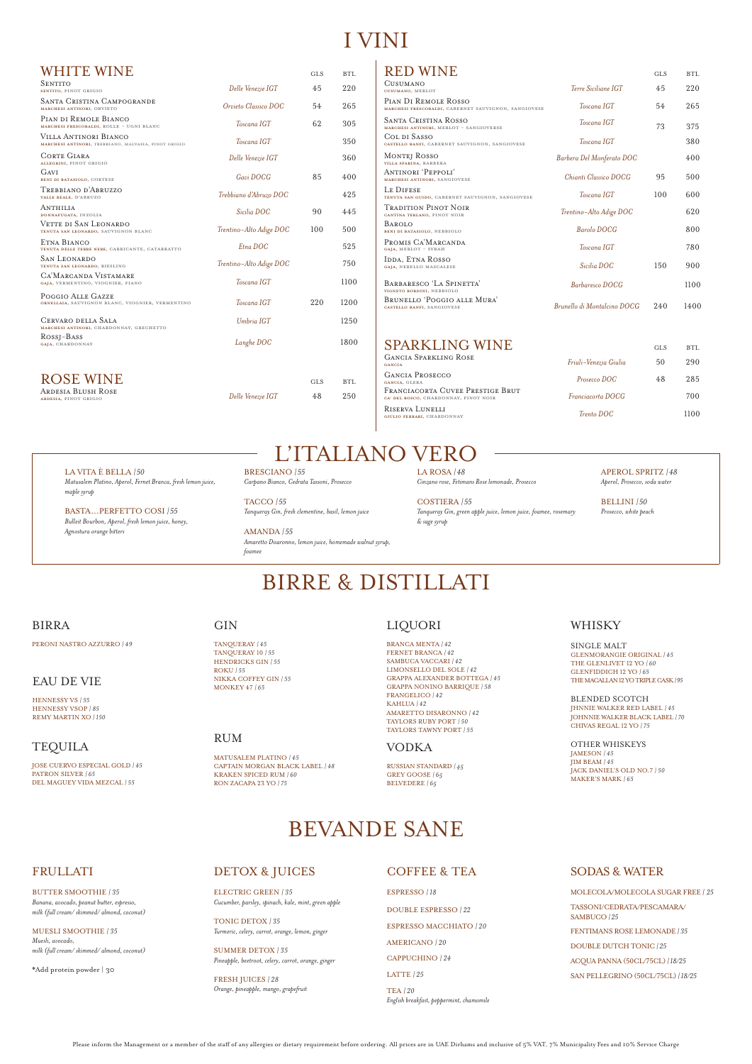# I VINI

## WHITE WINE

| | | GLS | BTL |
|---|---|---|---|
| SENTITO<br>SENTITO, PINOT GRIGIO | *Delle Venezie IGT* | 45 | 220 |
| SANTA CRISTINA CAMPOGRANDE<br>MARCHESI ANTINORI, ORVIETO | *Orvieto Classico DOC* | 54 | 265 |
| PIAN DI REMOLE BIANCO<br>MARCHESI FRESCOBALDI, ROLLE – UGNI BLANC | *Toscana IGT* | 62 | 305 |
| VILLA ANTINORI BIANCO<br>MARCHESI ANTINORI, TREBBIANO, MALVASIA, PINOT GRIGIO | *Toscana IGT* | | 350 |
| CORTE GIARA<br>ALLEGRINI, PINOT GRIGIO | *Delle Venezie IGT* | | 360 |
| GAVI<br>BENI DI BATASIOLO, CORTESE | *Gavi DOCG* | 85 | 400 |
| TREBBIANO D'ABRUZZO<br>VALLE REALE, D'ABRUZZO | *Trebbiano d'Abruzzo DOC* | | 425 |
| ANTHILIA<br>DONNAFUGATA, INZOLIA | *Sicilia DOC* | 90 | 445 |
| VETTE DI SAN LEONARDO<br>TENUTA SAN LEONARDO, SAUVIGNON BLANC | *Trentino-Alto Adige DOC* | 100 | 500 |
| ETNA BIANCO<br>TENUTA DELLE TERRE NERE, CARRICANTE, CATARRATTO | *Etna DOC* | | 525 |
| SAN LEONARDO<br>TENUTA SAN LEONARDO, RIESLING | *Trentino-Alto Adige DOC* | | 750 |
| CA'MARCANDA VISTAMARE<br>GAJA, VERMENTINO, VIOGNIER, FIANO | *Toscana IGT* | | 1100 |
| POGGIO ALLE GAZZE<br>ORNELLAIA, SAUVIGNON BLANC, VIOGNIER, VERMENTINO | *Toscana IGT* | 220 | 1200 |
| CERVARO DELLA SALA<br>MARCHESI ANTINORI, CHARDONNAY, GRECHETTO | *Umbria IGT* | | 1250 |
| ROSSJ-BASS<br>GAJA, CHARDONNAY | *Langhe DOC* | | 1800 |

## ROSE WINE

| | | GLS | BTL |
|---|---|---|---|
| ARDESIA BLUSH ROSE<br>ARDESIA, PINOT GRIGIO | *Delle Venezie IGT* | 48 | 250 |

## RED WINE

| | | GLS | BTL |
|---|---|---|---|
| CUSUMANO<br>CUSUMANO, MERLOT | *Terre Siciliane IGT* | 45 | 220 |
| PIAN DI REMOLE ROSSO<br>MARCHESI FRESCOBALDI, CABERNET SAUVIGNON, SANGIOVESE | *Toscana IGT* | 54 | 265 |
| SANTA CRISTINA ROSSO<br>MARCHESI ANTINORI, MERLOT – SANGIOVERSE | *Toscana IGT* | 73 | 375 |
| COL DI SASSO<br>CASTELLO BANFI, CABERNET SAUVIGNON, SANGIOVESE | *Toscana IGT* | | 380 |
| MONTEJ ROSSO<br>VILLA SPARINA, BARBERA | *Barbera Del Monferato DOC* | | 400 |
| ANTINORI 'PEPPOLI'<br>MARCHESI ANTINORI, SANGIOVESE | *Chianti Classico DOCG* | 95 | 500 |
| LE DIFESE<br>TENUTA SAN GUIDO, CABERNET SAUVIGNON, SANGIOVESE | *Toscana IGT* | 100 | 600 |
| TRADITION PINOT NOIR<br>CANTINA TERLANO, PINOT NOIR | *Trentino-Alto Adige DOC* | | 620 |
| BAROLO<br>BENI DI BATASIOLO, NEBBIOLO | *Barolo DOCG* | | 800 |
| PROMIS CA'MARCANDA<br>GAJA, MERLOT – SYRAH | *Toscana IGT* | | 780 |
| IDDA, ETNA ROSSO<br>GAJA, NERELLO MASCALESE | *Sicilia DOC* | 150 | 900 |
| BARBARESCO 'LA SPINETTA'<br>VIGNETO BORDINI, NEBBIOLO | *Barbaresco DOCG* | | 1100 |
| BRUNELLO 'POGGIO ALLE MURA'<br>CASTELLO BANFI, SANGIOVESE | *Brunello di Montalcino DOCG* | 240 | 1400 |

## SPARKLING WINE

| | | GLS | BTL |
|---|---|---|---|
| GANCIA SPARKLING ROSE<br>GANCIA | *Friuli-Venezia Giulia* | 50 | 290 |
| GANCIA PROSECCO<br>GANCIA, GLERA | *Prosecco DOC* | 48 | 285 |
| FRANCIACORTA CUVEE PRESTIGE BRUT<br>CA' DEL BOSCO, CHARDONNAY, PINOT NOIR | *Franciacorta DOCG* | | 700 |
| RISERVA LUNELLI<br>GIULIO FERRARI, CHARDONNAY | *Trento DOC* | | 1100 |

# L'ITALIANO VERO

LA VITA È BELLA | 50
*Matusalem Platino, Aperol, Fernet Branca, fresh lemon juice, maple syrup*

BASTA…PERFETTO COSI | 55
*Bulleit Bourbon, Aperol, fresh lemon juice, honey, Agnostura orange bitters*

BRESCIANO | 55
*Carpano Bianco, Cedrata Tassoni, Prosecco*

TACCO | 55
*Tanqueray Gin, fresh clementine, basil, lemon juice*

AMANDA | 55
*Amaretto Disaronno, lemon juice, homemade walnut syrup, foamee*

LA ROSA | 48
*Cinzano rose, Fetimans Rose lemonade, Prosecco*

COSTIERA | 55
*Tanqueray Gin, green apple juice, lemon juice, foamee, rosemary & sage syrup*

APEROL SPRITZ | 48
*Aperol, Prosecco, soda water*

BELLINI | 50
*Prosecco, white peach*

# BIRRE & DISTILLATI

## BIRRA

PERONI NASTRO AZZURRO | 49

## EAU DE VIE

HENNESSY VS | 55
HENNESSY VSOP | 85
REMY MARTIN XO | 150

## TEQUILA

JOSE CUERVO ESPECIAL GOLD | 45
PATRON SILVER | 65
DEL MAGUEY VIDA MEZCAL | 55

## GIN

TANQUERAY | 45
TANQUERAY 10 | 55
HENDRICKS GIN | 55
ROKU | 55
NIKKA COFFEY GIN | 55
MONKEY 47 | 65

## RUM

MATUSALEM PLATINO | 45
CAPTAIN MORGAN BLACK LABEL | 48
KRAKEN SPICED RUM | 60
RON ZACAPA 23 YO | 75

## LIQUORI

BRANCA MENTA | 42
FERNET BRANCA | 42
SAMBUCA VACCARI | 42
LIMONSELLO DEL SOLE | 42
GRAPPA ALEXANDER BOTTEGA | 45
GRAPPA NONINO BARRIQUE | 58
FRANGELICO | 42
KAHLUA | 42
AMARETTO DISARONNO | 42
TAYLORS RUBY PORT | 50
TAYLORS TAWNY PORT | 55

## VODKA

RUSSIAN STANDARD | 45
GREY GOOSE | 65
BELVEDERE | 65

## WHISKY

SINGLE MALT
GLENMORANGIE ORIGINAL | 45
THE GLENLIVET 12 YO | 60
GLENFIDDICH 12 YO | 65
THE MACALLAN 12 YO TRIPLE CASK | 95

BLENDED SCOTCH
JHNNIE WALKER RED LABEL | 45
JOHNNIE WALKER BLACK LABEL | 70
CHIVAS REGAL 12 YO | 75

OTHER WHISKEYS
JAMESON | 45
JIM BEAM | 45
JACK DANIEL'S OLD NO.7 | 50
MAKER'S MARK | 65

# BEVANDE SANE

## FRULLATI

BUTTER SMOOTHIE | 35
*Banana, avocado, peanut butter, espresso, milk (full cream/ skimmed/ almond, coconut)*

MUESLI SMOOTHIE | 35
*Muesli, avocado, milk (full cream/ skimmed/ almond, coconut)*

*Add protein powder | 30

## DETOX & JUICES

ELECTRIC GREEN | 35
*Cucumber, parsley, spinach, kale, mint, green apple*

TONIC DETOX | 35
*Turmeric, celery, carrot, orange, lemon, ginger*

SUMMER DETOX | 35
*Pineapple, beetroot, celery, carrot, orange, ginger*

FRESH JUICES | 28
*Orange, pineapple, mango, grapefruit*

## COFFEE & TEA

ESPRESSO | 18

DOUBLE ESPRESSO | 22

ESPRESSO MACCHIATO | 20

AMERICANO | 20

CAPPUCHINO | 24

LATTE | 25

TEA | 20
*English breakfast, peppermint, chamomile*

## SODAS & WATER

MOLECOLA/MOLECOLA SUGAR FREE | 25

TASSONI/CEDRATA/PESCAMARA/SAMBUCO | 25

FENTIMANS ROSE LEMONADE | 35

DOUBLE DUTCH TONIC | 25

ACQUA PANNA (50CL/75CL) | 18/25

SAN PELLEGRINO (50CL/75CL) | 18/25

Please inform the Management or a member of the staff of any allergies or dietary requirement before ordering. All prices are in UAE Dirhams and inclusive of 5% VAT, 7% Municipality Fees and 10% Service Charge